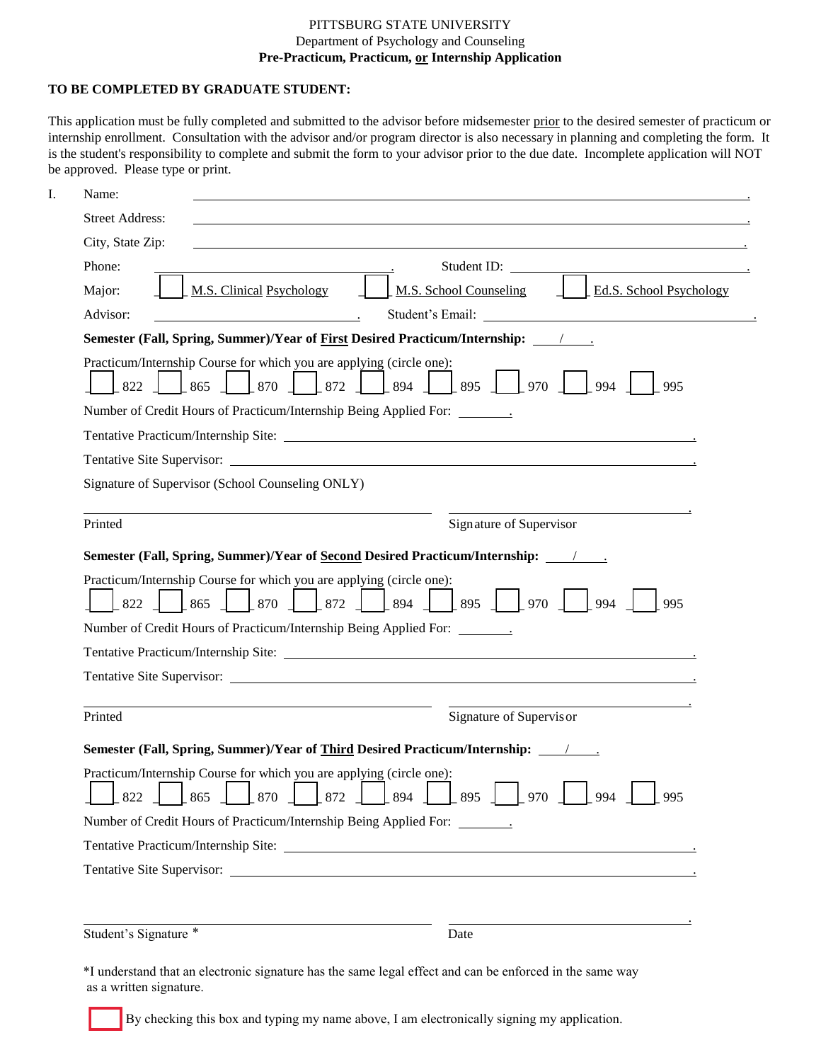PITTSBURG STATE UNIVERSITY
Department of Psychology and Counseling
**Pre-Practicum, Practicum, or Internship Application**

**TO BE COMPLETED BY GRADUATE STUDENT:**

This application must be fully completed and submitted to the advisor before midsemester prior to the desired semester of practicum or internship enrollment. Consultation with the advisor and/or program director is also necessary in planning and completing the form. It is the student's responsibility to complete and submit the form to your advisor prior to the due date. Incomplete application will NOT be approved. Please type or print.

I. Name: ______________________________

Street Address: ______________________________

City, State Zip: ______________________________

Phone: ______________ Student ID: ______________

Major: ☐ M.S. Clinical Psychology ☐ M.S. School Counseling ☐ Ed.S. School Psychology

Advisor: ______________ Student's Email: ______________

**Semester (Fall, Spring, Summer)/Year of First Desired Practicum/Internship:** ____/____.

Practicum/Internship Course for which you are applying (circle one):
☐ 822 ☐ 865 ☐ 870 ☐ 872 ☐ 894 ☐ 895 ☐ 970 ☐ 994 ☐ 995

Number of Credit Hours of Practicum/Internship Being Applied For: ________.

Tentative Practicum/Internship Site: ______________________________

Tentative Site Supervisor: ______________________________

Signature of Supervisor (School Counseling ONLY)

______________________________ ______________________________
Printed Signature of Supervisor

**Semester (Fall, Spring, Summer)/Year of Second Desired Practicum/Internship:** ____/____.

Practicum/Internship Course for which you are applying (circle one):
☐ 822 ☐ 865 ☐ 870 ☐ 872 ☐ 894 ☐ 895 ☐ 970 ☐ 994 ☐ 995

Number of Credit Hours of Practicum/Internship Being Applied For: ________.

Tentative Practicum/Internship Site: ______________________________

Tentative Site Supervisor: ______________________________

______________________________ ______________________________
Printed Signature of Supervisor

**Semester (Fall, Spring, Summer)/Year of Third Desired Practicum/Internship:** ____/____.

Practicum/Internship Course for which you are applying (circle one):
☐ 822 ☐ 865 ☐ 870 ☐ 872 ☐ 894 ☐ 895 ☐ 970 ☐ 994 ☐ 995

Number of Credit Hours of Practicum/Internship Being Applied For: ________.

Tentative Practicum/Internship Site: ______________________________

Tentative Site Supervisor: ______________________________

______________________________ ______________________________
Student's Signature * Date

*I understand that an electronic signature has the same legal effect and can be enforced in the same way as a written signature.

☐ By checking this box and typing my name above, I am electronically signing my application.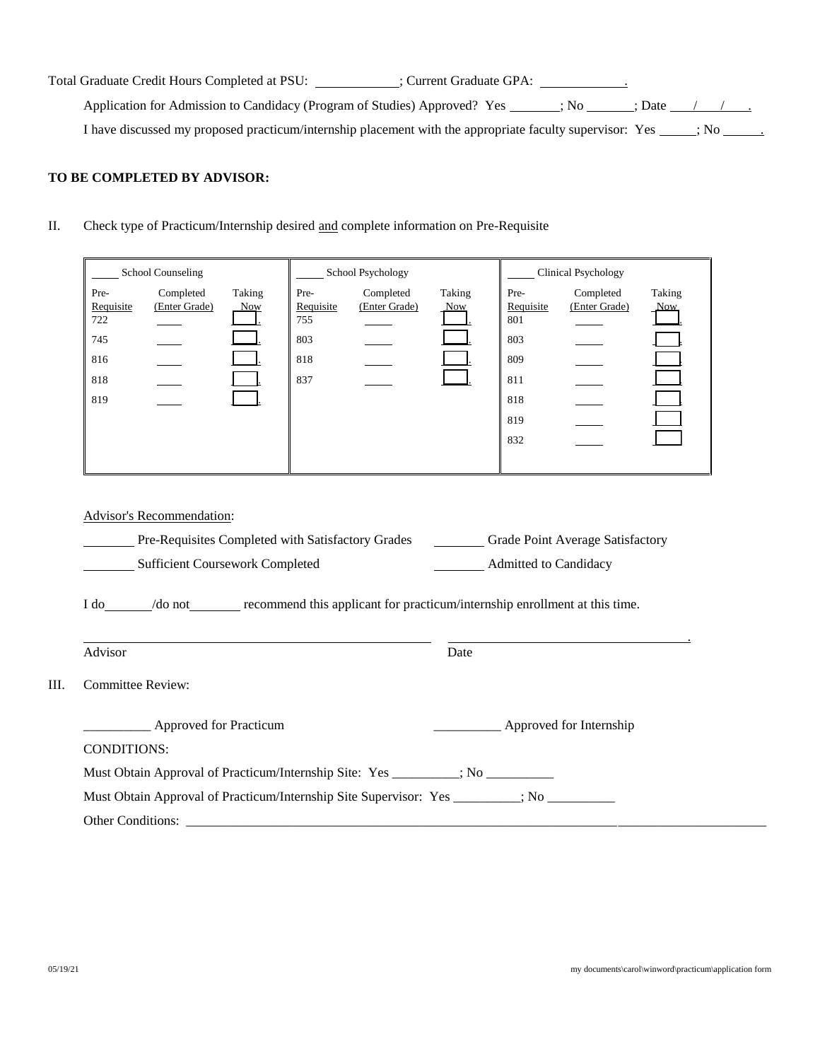Total Graduate Credit Hours Completed at PSU: ____________; Current Graduate GPA: ____________.

Application for Admission to Candidacy (Program of Studies) Approved? Yes _______; No _______; Date ___/___/___.

I have discussed my proposed practicum/internship placement with the appropriate faculty supervisor: Yes _____; No _____.

**TO BE COMPLETED BY ADVISOR:**

II. Check type of Practicum/Internship desired and complete information on Pre-Requisite

| _____ School Counseling | | | _____ School Psychology | | | _____ Clinical Psychology | | |
|---|---|---|---|---|---|---|---|---|
| Pre-Requisite | Completed (Enter Grade) | Taking Now | Pre-Requisite | Completed (Enter Grade) | Taking Now | Pre-Requisite | Completed (Enter Grade) | Taking Now |
| 722 | _____ | ☐ | 755 | _____ | ☐ | 801 | _____ | ☐ |
| 745 | _____ | ☐ | 803 | _____ | ☐ | 803 | _____ | ☐ |
| 816 | _____ | ☐ | 818 | _____ | ☐ | 809 | _____ | ☐ |
| 818 | _____ | ☐ | 837 | _____ | ☐ | 811 | _____ | ☐ |
| 819 | _____ | ☐ | | | | 818 | _____ | ☐ |
| | | | | | | 819 | _____ | ☐ |
| | | | | | | 832 | _____ | ☐ |

Advisor's Recommendation:

_______ Pre-Requisites Completed with Satisfactory Grades _______ Grade Point Average Satisfactory

_______ Sufficient Coursework Completed _______ Admitted to Candidacy

I do_______/do not_______ recommend this applicant for practicum/internship enrollment at this time.

_______________________________________ _______________________________.

Advisor Date

III. Committee Review:

__________ Approved for Practicum __________ Approved for Internship

CONDITIONS:

Must Obtain Approval of Practicum/Internship Site: Yes __________; No __________

Must Obtain Approval of Practicum/Internship Site Supervisor: Yes __________; No __________

Other Conditions: ______________________________________________________________________

05/19/21 my documents\carol\winword\practicum\application form